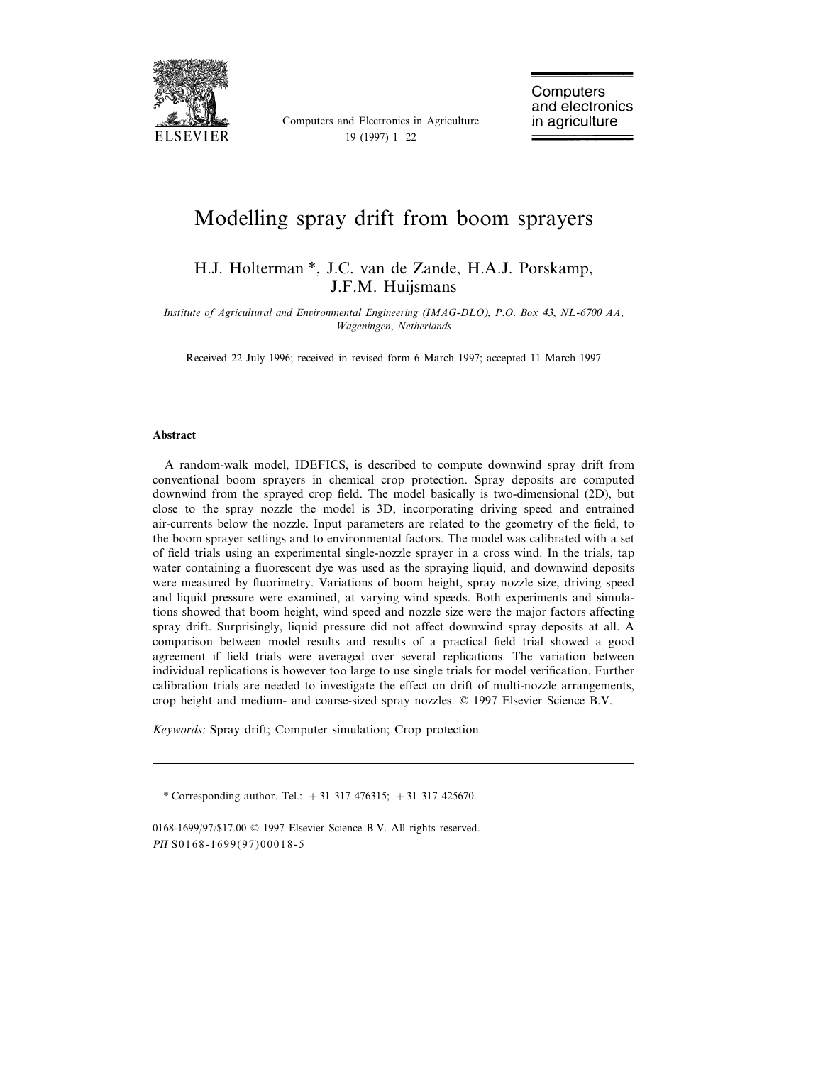# Modelling spray drift from boom sprayers

H.J. Holterman *, J.C. van de Zande, H.A.J. Porskamp, J.F.M. Huijsmans

*Institute of Agricultural and Environmental Engineering (IMAG-DLO), P.O. Box 43, NL-6700 AA, Wageningen, Netherlands*

Received 22 July 1996; received in revised form 6 March 1997; accepted 11 March 1997

---

## Abstract

A random-walk model, IDEFICS, is described to compute downwind spray drift from conventional boom sprayers in chemical crop protection. Spray deposits are computed downwind from the sprayed crop field. The model basically is two-dimensional (2D), but close to the spray nozzle the model is 3D, incorporating driving speed and entrained air-currents below the nozzle. Input parameters are related to the geometry of the field, to the boom sprayer settings and to environmental factors. The model was calibrated with a set of field trials using an experimental single-nozzle sprayer in a cross wind. In the trials, tap water containing a fluorescent dye was used as the spraying liquid, and downwind deposits were measured by fluorimetry. Variations of boom height, spray nozzle size, driving speed and liquid pressure were examined, at varying wind speeds. Both experiments and simulations showed that boom height, wind speed and nozzle size were the major factors affecting spray drift. Surprisingly, liquid pressure did not affect downwind spray deposits at all. A comparison between model results and results of a practical field trial showed a good agreement if field trials were averaged over several replications. The variation between individual replications is however too large to use single trials for model verification. Further calibration trials are needed to investigate the effect on drift of multi-nozzle arrangements, crop height and medium- and coarse-sized spray nozzles. © 1997 Elsevier Science B.V.

*Keywords:* Spray drift; Computer simulation; Crop protection

---

\* Corresponding author. Tel.: +31 317 476315; +31 317 425670.

0168-1699/97/$17.00 © 1997 Elsevier Science B.V. All rights reserved.
*PII* S0168-1699(97)00018-5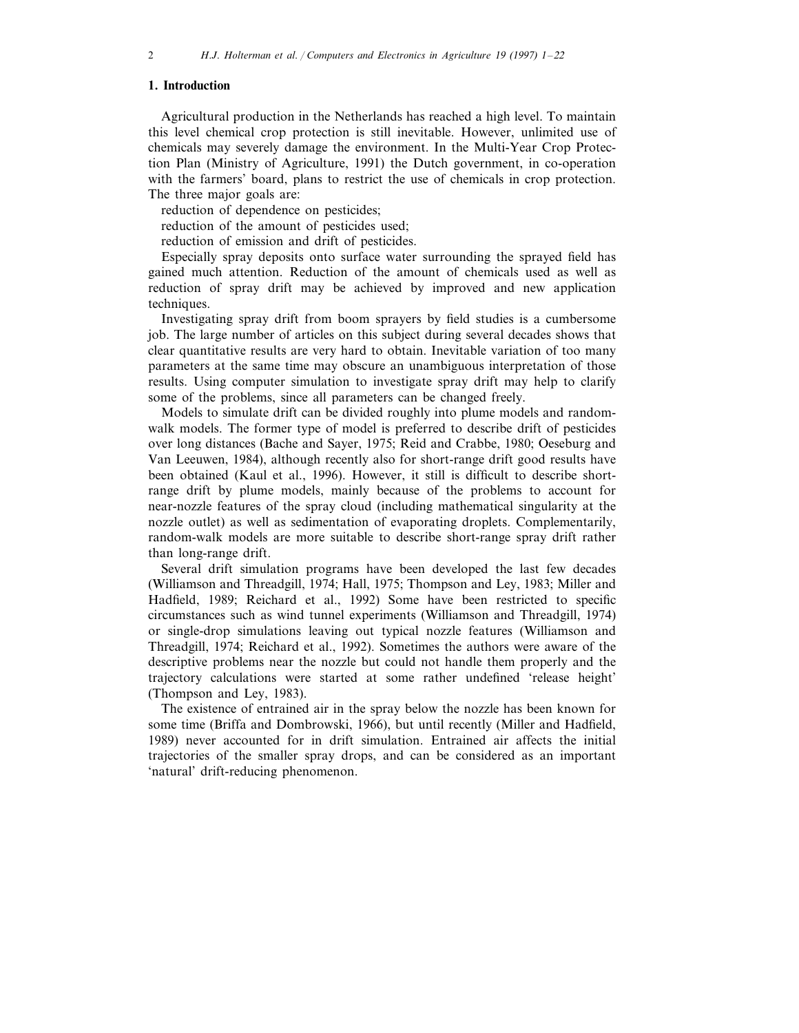## 1. Introduction

Agricultural production in the Netherlands has reached a high level. To maintain this level chemical crop protection is still inevitable. However, unlimited use of chemicals may severely damage the environment. In the Multi-Year Crop Protection Plan (Ministry of Agriculture, 1991) the Dutch government, in co-operation with the farmers' board, plans to restrict the use of chemicals in crop protection. The three major goals are:

reduction of dependence on pesticides;

reduction of the amount of pesticides used;

reduction of emission and drift of pesticides.

Especially spray deposits onto surface water surrounding the sprayed field has gained much attention. Reduction of the amount of chemicals used as well as reduction of spray drift may be achieved by improved and new application techniques.

Investigating spray drift from boom sprayers by field studies is a cumbersome job. The large number of articles on this subject during several decades shows that clear quantitative results are very hard to obtain. Inevitable variation of too many parameters at the same time may obscure an unambiguous interpretation of those results. Using computer simulation to investigate spray drift may help to clarify some of the problems, since all parameters can be changed freely.

Models to simulate drift can be divided roughly into plume models and random-walk models. The former type of model is preferred to describe drift of pesticides over long distances (Bache and Sayer, 1975; Reid and Crabbe, 1980; Oeseburg and Van Leeuwen, 1984), although recently also for short-range drift good results have been obtained (Kaul et al., 1996). However, it still is difficult to describe short-range drift by plume models, mainly because of the problems to account for near-nozzle features of the spray cloud (including mathematical singularity at the nozzle outlet) as well as sedimentation of evaporating droplets. Complementarily, random-walk models are more suitable to describe short-range spray drift rather than long-range drift.

Several drift simulation programs have been developed the last few decades (Williamson and Threadgill, 1974; Hall, 1975; Thompson and Ley, 1983; Miller and Hadfield, 1989; Reichard et al., 1992) Some have been restricted to specific circumstances such as wind tunnel experiments (Williamson and Threadgill, 1974) or single-drop simulations leaving out typical nozzle features (Williamson and Threadgill, 1974; Reichard et al., 1992). Sometimes the authors were aware of the descriptive problems near the nozzle but could not handle them properly and the trajectory calculations were started at some rather undefined 'release height' (Thompson and Ley, 1983).

The existence of entrained air in the spray below the nozzle has been known for some time (Briffa and Dombrowski, 1966), but until recently (Miller and Hadfield, 1989) never accounted for in drift simulation. Entrained air affects the initial trajectories of the smaller spray drops, and can be considered as an important 'natural' drift-reducing phenomenon.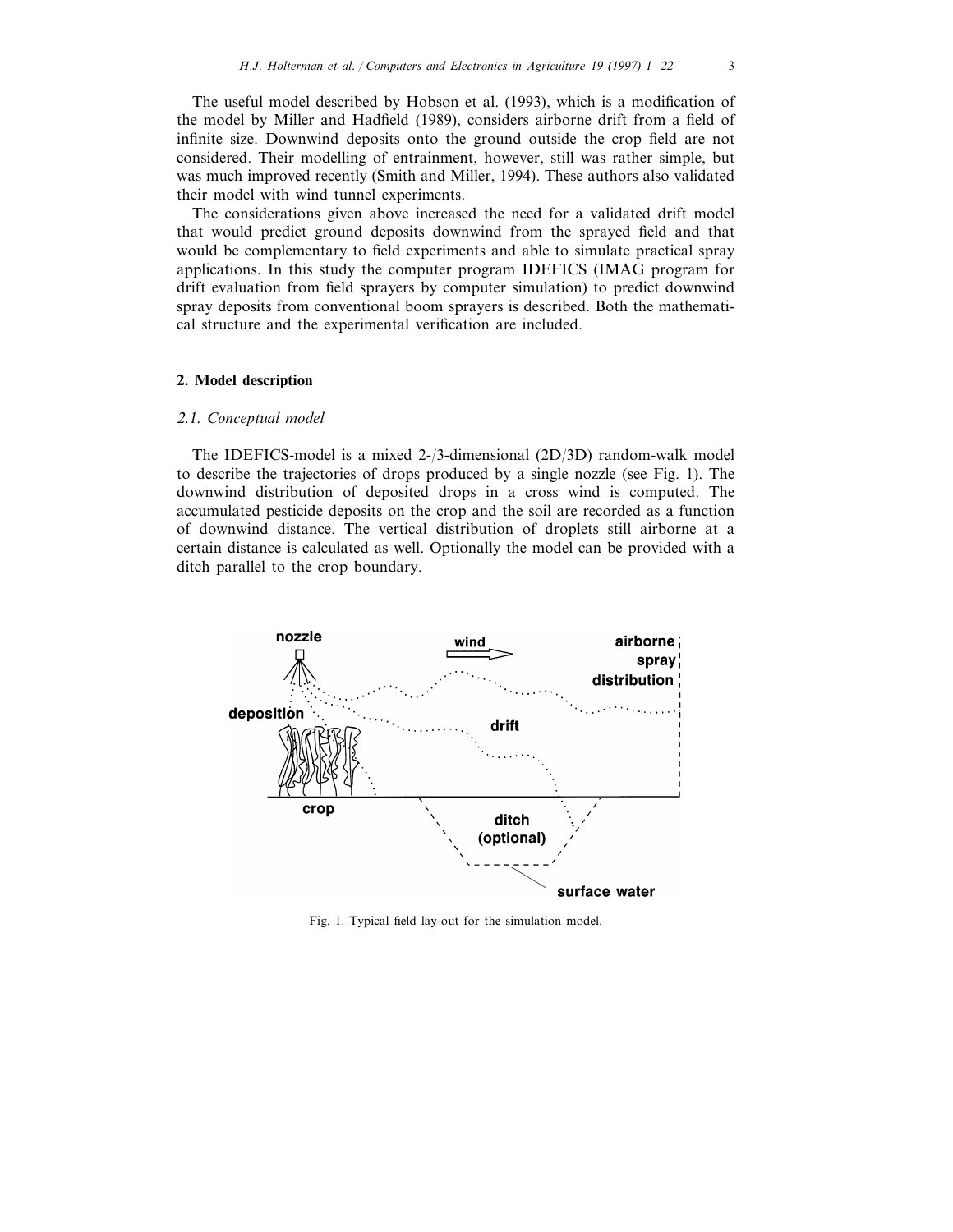The useful model described by Hobson et al. (1993), which is a modification of the model by Miller and Hadfield (1989), considers airborne drift from a field of infinite size. Downwind deposits onto the ground outside the crop field are not considered. Their modelling of entrainment, however, still was rather simple, but was much improved recently (Smith and Miller, 1994). These authors also validated their model with wind tunnel experiments.

The considerations given above increased the need for a validated drift model that would predict ground deposits downwind from the sprayed field and that would be complementary to field experiments and able to simulate practical spray applications. In this study the computer program IDEFICS (IMAG program for drift evaluation from field sprayers by computer simulation) to predict downwind spray deposits from conventional boom sprayers is described. Both the mathematical structure and the experimental verification are included.

## 2. Model description

### 2.1. Conceptual model

The IDEFICS-model is a mixed 2-/3-dimensional (2D/3D) random-walk model to describe the trajectories of drops produced by a single nozzle (see Fig. 1). The downwind distribution of deposited drops in a cross wind is computed. The accumulated pesticide deposits on the crop and the soil are recorded as a function of downwind distance. The vertical distribution of droplets still airborne at a certain distance is calculated as well. Optionally the model can be provided with a ditch parallel to the crop boundary.

Fig. 1. Typical field lay-out for the simulation model.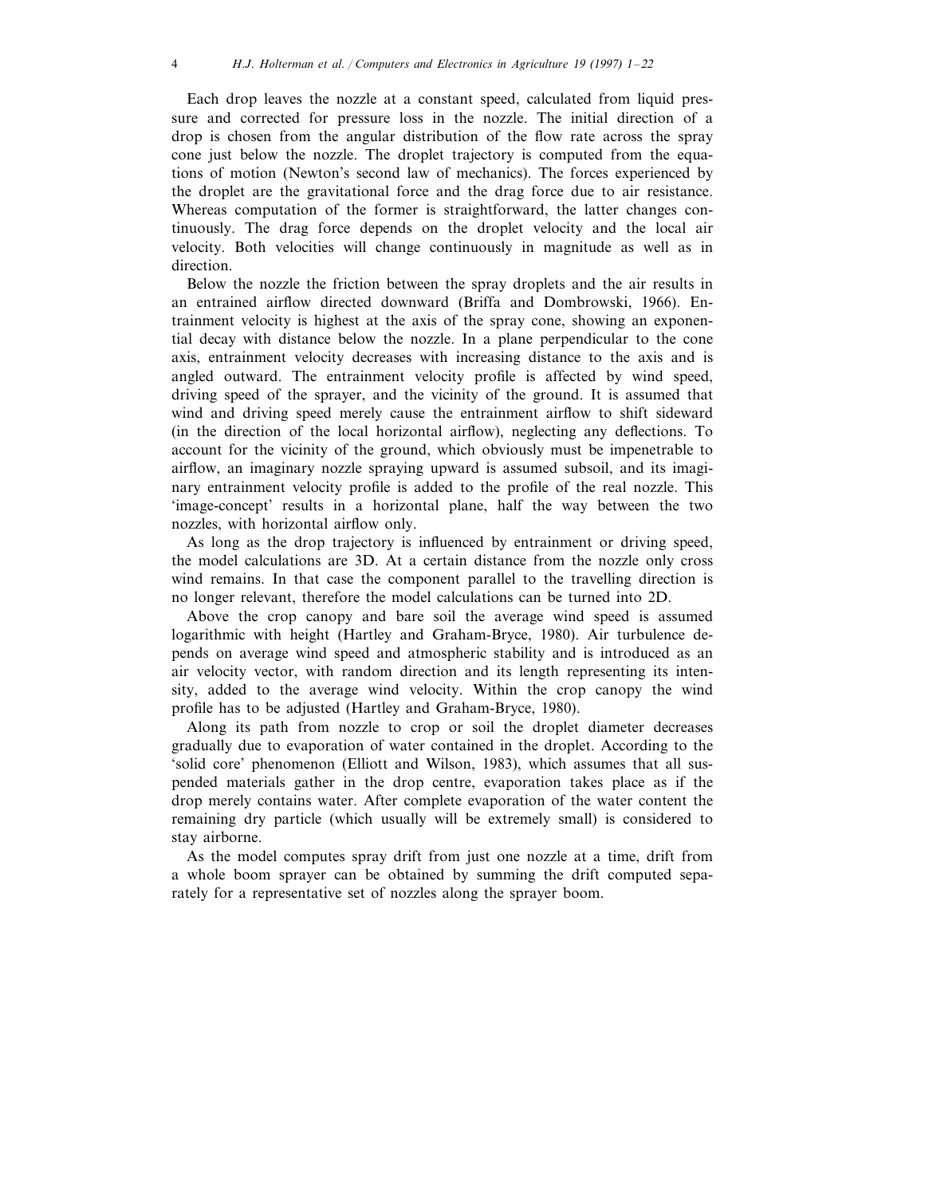Each drop leaves the nozzle at a constant speed, calculated from liquid pressure and corrected for pressure loss in the nozzle. The initial direction of a drop is chosen from the angular distribution of the flow rate across the spray cone just below the nozzle. The droplet trajectory is computed from the equations of motion (Newton's second law of mechanics). The forces experienced by the droplet are the gravitational force and the drag force due to air resistance. Whereas computation of the former is straightforward, the latter changes continuously. The drag force depends on the droplet velocity and the local air velocity. Both velocities will change continuously in magnitude as well as in direction.

Below the nozzle the friction between the spray droplets and the air results in an entrained airflow directed downward (Briffa and Dombrowski, 1966). Entrainment velocity is highest at the axis of the spray cone, showing an exponential decay with distance below the nozzle. In a plane perpendicular to the cone axis, entrainment velocity decreases with increasing distance to the axis and is angled outward. The entrainment velocity profile is affected by wind speed, driving speed of the sprayer, and the vicinity of the ground. It is assumed that wind and driving speed merely cause the entrainment airflow to shift sideward (in the direction of the local horizontal airflow), neglecting any deflections. To account for the vicinity of the ground, which obviously must be impenetrable to airflow, an imaginary nozzle spraying upward is assumed subsoil, and its imaginary entrainment velocity profile is added to the profile of the real nozzle. This 'image-concept' results in a horizontal plane, half the way between the two nozzles, with horizontal airflow only.

As long as the drop trajectory is influenced by entrainment or driving speed, the model calculations are 3D. At a certain distance from the nozzle only cross wind remains. In that case the component parallel to the travelling direction is no longer relevant, therefore the model calculations can be turned into 2D.

Above the crop canopy and bare soil the average wind speed is assumed logarithmic with height (Hartley and Graham-Bryce, 1980). Air turbulence depends on average wind speed and atmospheric stability and is introduced as an air velocity vector, with random direction and its length representing its intensity, added to the average wind velocity. Within the crop canopy the wind profile has to be adjusted (Hartley and Graham-Bryce, 1980).

Along its path from nozzle to crop or soil the droplet diameter decreases gradually due to evaporation of water contained in the droplet. According to the 'solid core' phenomenon (Elliott and Wilson, 1983), which assumes that all suspended materials gather in the drop centre, evaporation takes place as if the drop merely contains water. After complete evaporation of the water content the remaining dry particle (which usually will be extremely small) is considered to stay airborne.

As the model computes spray drift from just one nozzle at a time, drift from a whole boom sprayer can be obtained by summing the drift computed separately for a representative set of nozzles along the sprayer boom.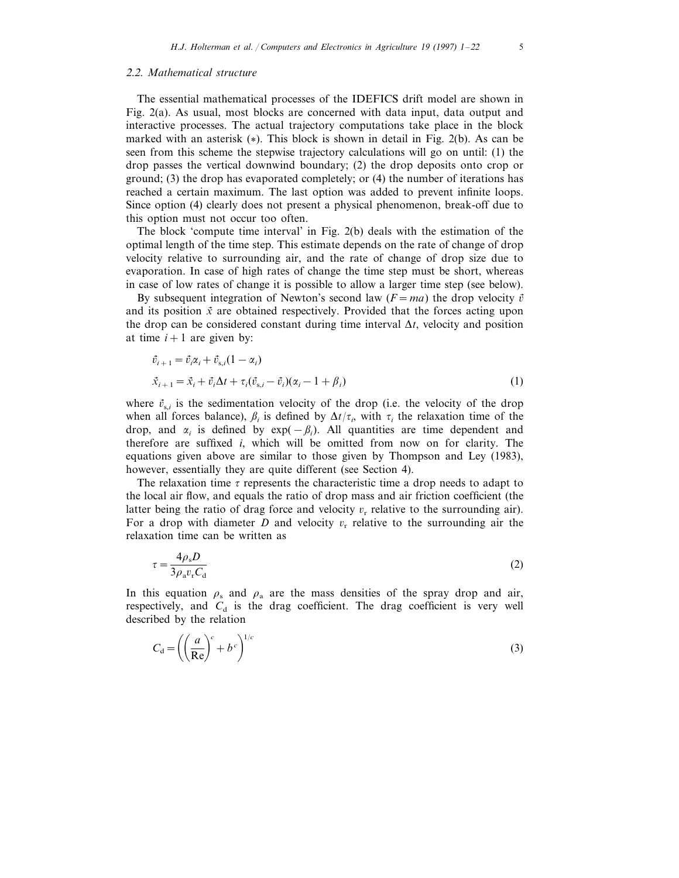### 2.2. Mathematical structure

The essential mathematical processes of the IDEFICS drift model are shown in Fig. 2(a). As usual, most blocks are concerned with data input, data output and interactive processes. The actual trajectory computations take place in the block marked with an asterisk (*). This block is shown in detail in Fig. 2(b). As can be seen from this scheme the stepwise trajectory calculations will go on until: (1) the drop passes the vertical downwind boundary; (2) the drop deposits onto crop or ground; (3) the drop has evaporated completely; or (4) the number of iterations has reached a certain maximum. The last option was added to prevent infinite loops. Since option (4) clearly does not present a physical phenomenon, break-off due to this option must not occur too often.

The block 'compute time interval' in Fig. 2(b) deals with the estimation of the optimal length of the time step. This estimate depends on the rate of change of drop velocity relative to surrounding air, and the rate of change of drop size due to evaporation. In case of high rates of change the time step must be short, whereas in case of low rates of change it is possible to allow a larger time step (see below).

By subsequent integration of Newton's second law ($F = ma$) the drop velocity $\vec{v}$ and its position $\vec{x}$ are obtained respectively. Provided that the forces acting upon the drop can be considered constant during time interval $\Delta t$, velocity and position at time $i+1$ are given by:

$$
\begin{aligned}
\vec{v}_{i+1} &= \vec{v}_i \alpha_i + \vec{v}_{s,i}(1 - \alpha_i) \\
\vec{x}_{i+1} &= \vec{x}_i + \vec{v}_i \Delta t + \tau_i (\vec{v}_{s,i} - \vec{v}_i)(\alpha_i - 1 + \beta_i)
\end{aligned}
\tag{1}
$$

where $\vec{v}_{s,i}$ is the sedimentation velocity of the drop (i.e. the velocity of the drop when all forces balance), $\beta_i$ is defined by $\Delta t / \tau_i$, with $\tau_i$ the relaxation time of the drop, and $\alpha_i$ is defined by $\exp(-\beta_i)$. All quantities are time dependent and therefore are suffixed $i$, which will be omitted from now on for clarity. The equations given above are similar to those given by Thompson and Ley (1983), however, essentially they are quite different (see Section 4).

The relaxation time $\tau$ represents the characteristic time a drop needs to adapt to the local air flow, and equals the ratio of drop mass and air friction coefficient (the latter being the ratio of drag force and velocity $v_r$ relative to the surrounding air). For a drop with diameter $D$ and velocity $v_r$ relative to the surrounding air the relaxation time can be written as

$$
\tau = \frac{4 \rho_s D}{3 \rho_a v_r C_d} \tag{2}
$$

In this equation $\rho_s$ and $\rho_a$ are the mass densities of the spray drop and air, respectively, and $C_d$ is the drag coefficient. The drag coefficient is very well described by the relation

$$
C_d = \left( \left( \frac{a}{\mathrm{Re}} \right)^c + b^c \right)^{1/c} \tag{3}
$$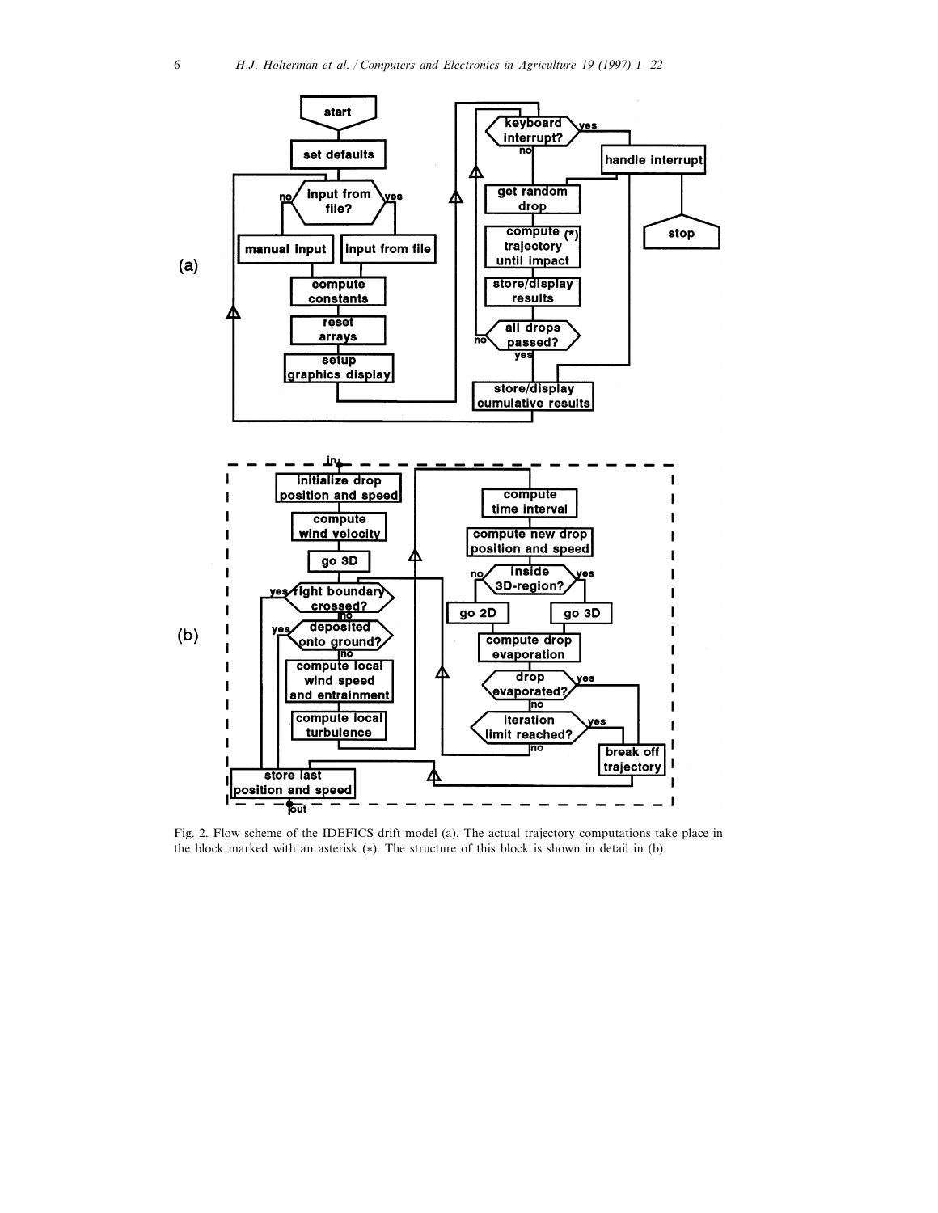Fig. 2. Flow scheme of the IDEFICS drift model (a). The actual trajectory computations take place in the block marked with an asterisk (*). The structure of this block is shown in detail in (b).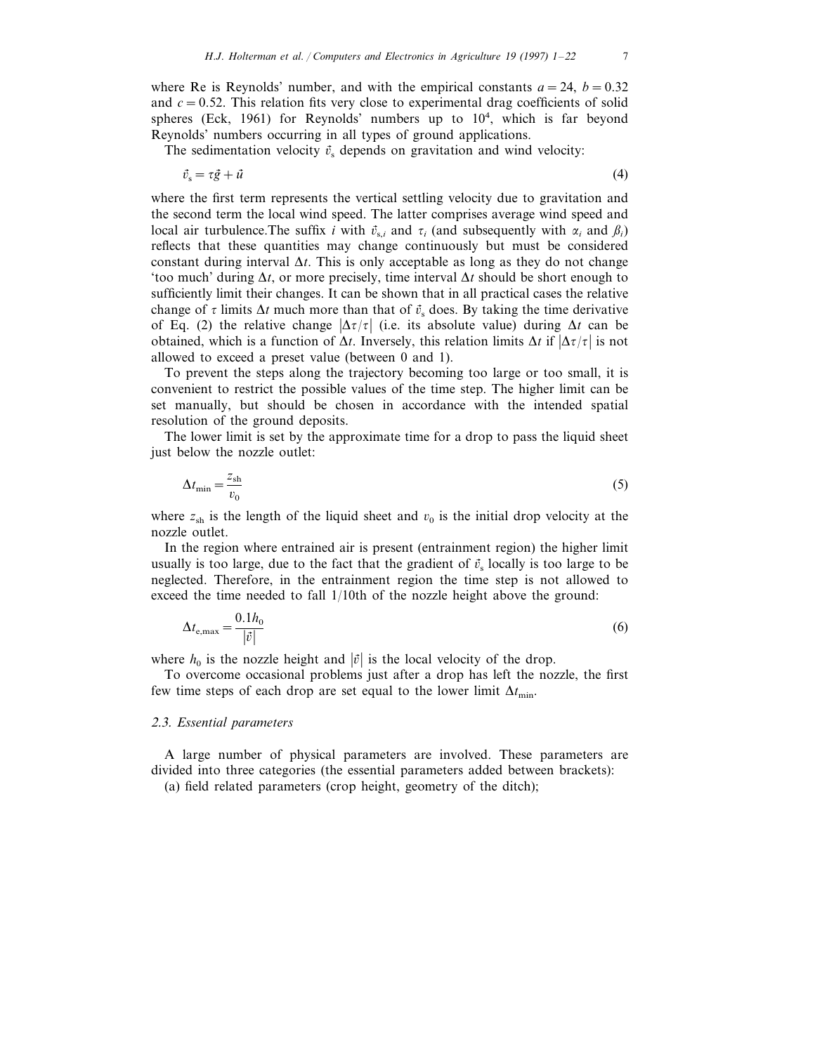where Re is Reynolds' number, and with the empirical constants $a = 24$, $b = 0.32$ and $c = 0.52$. This relation fits very close to experimental drag coefficients of solid spheres (Eck, 1961) for Reynolds' numbers up to $10^4$, which is far beyond Reynolds' numbers occurring in all types of ground applications.

The sedimentation velocity $\vec{v}_s$ depends on gravitation and wind velocity:

$$\vec{v}_s = \tau \vec{g} + \vec{u} \tag{4}$$

where the first term represents the vertical settling velocity due to gravitation and the second term the local wind speed. The latter comprises average wind speed and local air turbulence.The suffix $i$ with $\vec{v}_{s,i}$ and $\tau_i$ (and subsequently with $\alpha_i$ and $\beta_i$) reflects that these quantities may change continuously but must be considered constant during interval $\Delta t$. This is only acceptable as long as they do not change 'too much' during $\Delta t$, or more precisely, time interval $\Delta t$ should be short enough to sufficiently limit their changes. It can be shown that in all practical cases the relative change of $\tau$ limits $\Delta t$ much more than that of $\vec{v}_s$ does. By taking the time derivative of Eq. (2) the relative change $|\Delta\tau/\tau|$ (i.e. its absolute value) during $\Delta t$ can be obtained, which is a function of $\Delta t$. Inversely, this relation limits $\Delta t$ if $|\Delta\tau/\tau|$ is not allowed to exceed a preset value (between 0 and 1).

To prevent the steps along the trajectory becoming too large or too small, it is convenient to restrict the possible values of the time step. The higher limit can be set manually, but should be chosen in accordance with the intended spatial resolution of the ground deposits.

The lower limit is set by the approximate time for a drop to pass the liquid sheet just below the nozzle outlet:

$$\Delta t_{\min} = \frac{z_{\mathrm{sh}}}{v_0} \tag{5}$$

where $z_{\mathrm{sh}}$ is the length of the liquid sheet and $v_0$ is the initial drop velocity at the nozzle outlet.

In the region where entrained air is present (entrainment region) the higher limit usually is too large, due to the fact that the gradient of $\vec{v}_s$ locally is too large to be neglected. Therefore, in the entrainment region the time step is not allowed to exceed the time needed to fall 1/10th of the nozzle height above the ground:

$$\Delta t_{\mathrm{e,max}} = \frac{0.1 h_0}{|\vec{v}|} \tag{6}$$

where $h_0$ is the nozzle height and $|\vec{v}|$ is the local velocity of the drop.

To overcome occasional problems just after a drop has left the nozzle, the first few time steps of each drop are set equal to the lower limit $\Delta t_{\min}$.

### 2.3. Essential parameters

A large number of physical parameters are involved. These parameters are divided into three categories (the essential parameters added between brackets):

(a) field related parameters (crop height, geometry of the ditch);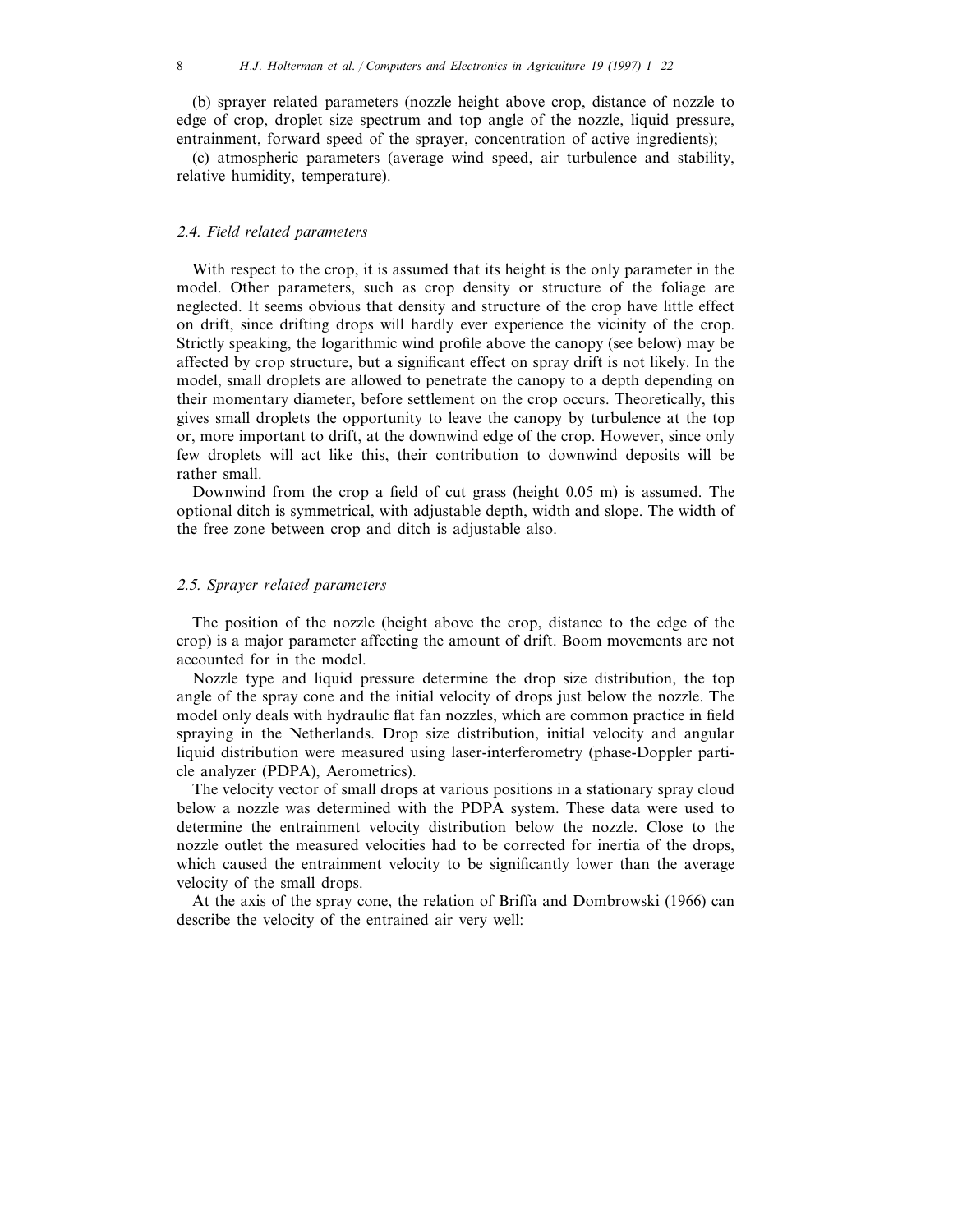(b) sprayer related parameters (nozzle height above crop, distance of nozzle to edge of crop, droplet size spectrum and top angle of the nozzle, liquid pressure, entrainment, forward speed of the sprayer, concentration of active ingredients);

(c) atmospheric parameters (average wind speed, air turbulence and stability, relative humidity, temperature).

### *2.4. Field related parameters*

With respect to the crop, it is assumed that its height is the only parameter in the model. Other parameters, such as crop density or structure of the foliage are neglected. It seems obvious that density and structure of the crop have little effect on drift, since drifting drops will hardly ever experience the vicinity of the crop. Strictly speaking, the logarithmic wind profile above the canopy (see below) may be affected by crop structure, but a significant effect on spray drift is not likely. In the model, small droplets are allowed to penetrate the canopy to a depth depending on their momentary diameter, before settlement on the crop occurs. Theoretically, this gives small droplets the opportunity to leave the canopy by turbulence at the top or, more important to drift, at the downwind edge of the crop. However, since only few droplets will act like this, their contribution to downwind deposits will be rather small.

Downwind from the crop a field of cut grass (height 0.05 m) is assumed. The optional ditch is symmetrical, with adjustable depth, width and slope. The width of the free zone between crop and ditch is adjustable also.

### *2.5. Sprayer related parameters*

The position of the nozzle (height above the crop, distance to the edge of the crop) is a major parameter affecting the amount of drift. Boom movements are not accounted for in the model.

Nozzle type and liquid pressure determine the drop size distribution, the top angle of the spray cone and the initial velocity of drops just below the nozzle. The model only deals with hydraulic flat fan nozzles, which are common practice in field spraying in the Netherlands. Drop size distribution, initial velocity and angular liquid distribution were measured using laser-interferometry (phase-Doppler particle analyzer (PDPA), Aerometrics).

The velocity vector of small drops at various positions in a stationary spray cloud below a nozzle was determined with the PDPA system. These data were used to determine the entrainment velocity distribution below the nozzle. Close to the nozzle outlet the measured velocities had to be corrected for inertia of the drops, which caused the entrainment velocity to be significantly lower than the average velocity of the small drops.

At the axis of the spray cone, the relation of Briffa and Dombrowski (1966) can describe the velocity of the entrained air very well: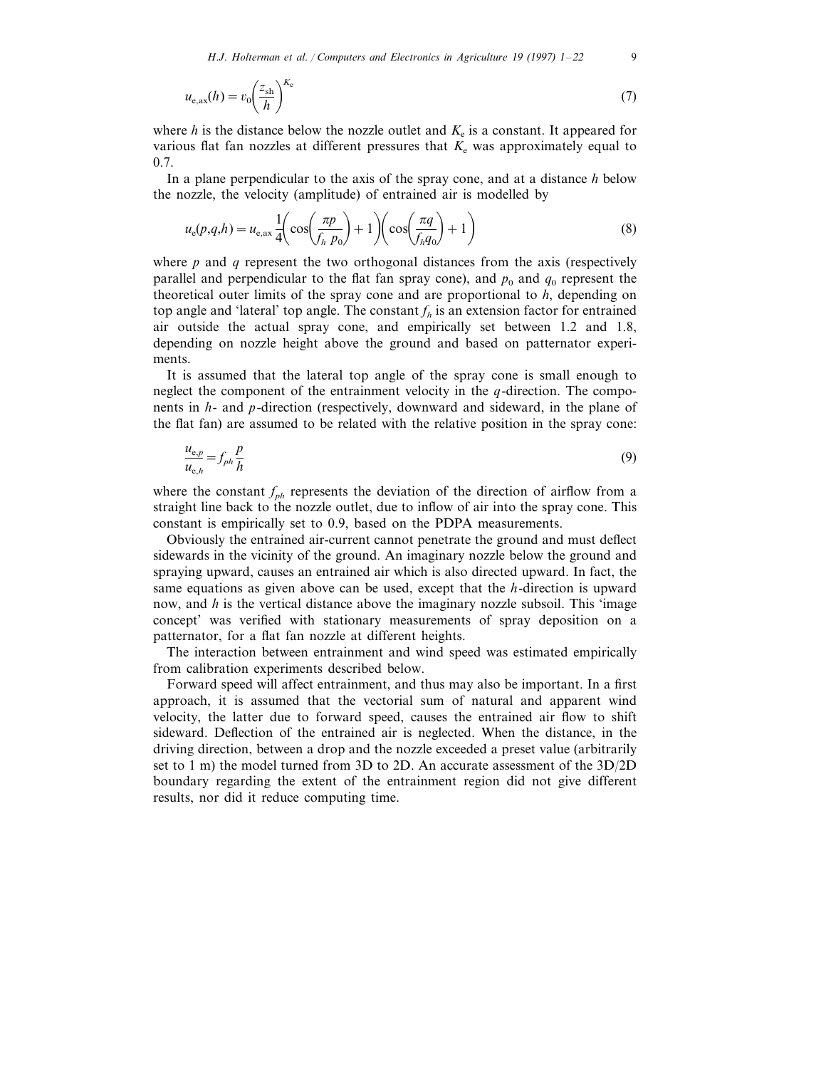$$u_{e,ax}(h) = v_0 \left( \frac{z_{sh}}{h} \right)^{K_e} \tag{7}$$

where $h$ is the distance below the nozzle outlet and $K_e$ is a constant. It appeared for various flat fan nozzles at different pressures that $K_e$ was approximately equal to 0.7.

In a plane perpendicular to the axis of the spray cone, and at a distance $h$ below the nozzle, the velocity (amplitude) of entrained air is modelled by

$$u_e(p,q,h) = u_{e,ax} \frac{1}{4} \left( \cos\left( \frac{\pi p}{f_h\, p_0} \right) + 1 \right) \left( \cos\left( \frac{\pi q}{f_h q_0} \right) + 1 \right) \tag{8}$$

where $p$ and $q$ represent the two orthogonal distances from the axis (respectively parallel and perpendicular to the flat fan spray cone), and $p_0$ and $q_0$ represent the theoretical outer limits of the spray cone and are proportional to $h$, depending on top angle and 'lateral' top angle. The constant $f_h$ is an extension factor for entrained air outside the actual spray cone, and empirically set between 1.2 and 1.8, depending on nozzle height above the ground and based on patternator experiments.

It is assumed that the lateral top angle of the spray cone is small enough to neglect the component of the entrainment velocity in the $q$-direction. The components in $h$- and $p$-direction (respectively, downward and sideward, in the plane of the flat fan) are assumed to be related with the relative position in the spray cone:

$$\frac{u_{e,p}}{u_{e,h}} = f_{ph} \frac{p}{h} \tag{9}$$

where the constant $f_{ph}$ represents the deviation of the direction of airflow from a straight line back to the nozzle outlet, due to inflow of air into the spray cone. This constant is empirically set to 0.9, based on the PDPA measurements.

Obviously the entrained air-current cannot penetrate the ground and must deflect sidewards in the vicinity of the ground. An imaginary nozzle below the ground and spraying upward, causes an entrained air which is also directed upward. In fact, the same equations as given above can be used, except that the $h$-direction is upward now, and $h$ is the vertical distance above the imaginary nozzle subsoil. This 'image concept' was verified with stationary measurements of spray deposition on a patternator, for a flat fan nozzle at different heights.

The interaction between entrainment and wind speed was estimated empirically from calibration experiments described below.

Forward speed will affect entrainment, and thus may also be important. In a first approach, it is assumed that the vectorial sum of natural and apparent wind velocity, the latter due to forward speed, causes the entrained air flow to shift sideward. Deflection of the entrained air is neglected. When the distance, in the driving direction, between a drop and the nozzle exceeded a preset value (arbitrarily set to 1 m) the model turned from 3D to 2D. An accurate assessment of the 3D/2D boundary regarding the extent of the entrainment region did not give different results, nor did it reduce computing time.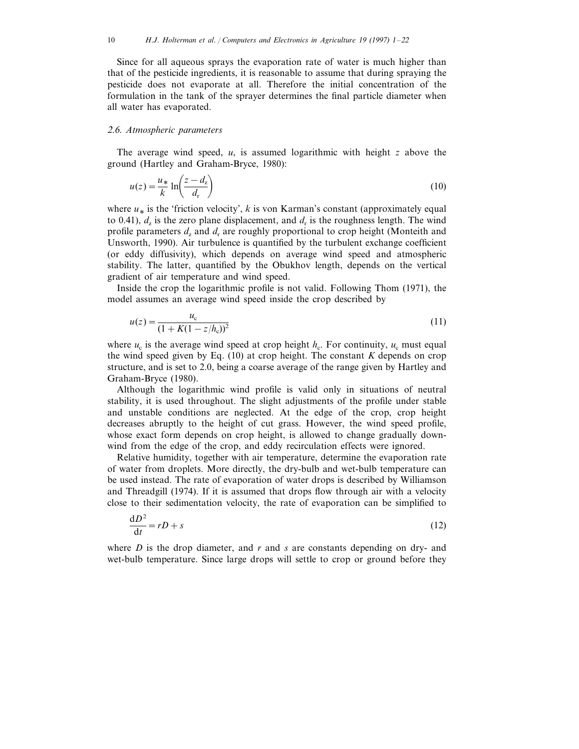Since for all aqueous sprays the evaporation rate of water is much higher than that of the pesticide ingredients, it is reasonable to assume that during spraying the pesticide does not evaporate at all. Therefore the initial concentration of the formulation in the tank of the sprayer determines the final particle diameter when all water has evaporated.

### *2.6. Atmospheric parameters*

The average wind speed, $u$, is assumed logarithmic with height $z$ above the ground (Hartley and Graham-Bryce, 1980):

$$u(z) = \frac{u_*}{k} \ln\left(\frac{z - d_z}{d_r}\right) \tag{10}$$

where $u_*$ is the 'friction velocity', $k$ is von Karman's constant (approximately equal to 0.41), $d_z$ is the zero plane displacement, and $d_r$ is the roughness length. The wind profile parameters $d_z$ and $d_r$ are roughly proportional to crop height (Monteith and Unsworth, 1990). Air turbulence is quantified by the turbulent exchange coefficient (or eddy diffusivity), which depends on average wind speed and atmospheric stability. The latter, quantified by the Obukhov length, depends on the vertical gradient of air temperature and wind speed.

Inside the crop the logarithmic profile is not valid. Following Thom (1971), the model assumes an average wind speed inside the crop described by

$$u(z) = \frac{u_c}{(1 + K(1 - z/h_c))^2} \tag{11}$$

where $u_c$ is the average wind speed at crop height $h_c$. For continuity, $u_c$ must equal the wind speed given by Eq. (10) at crop height. The constant $K$ depends on crop structure, and is set to 2.0, being a coarse average of the range given by Hartley and Graham-Bryce (1980).

Although the logarithmic wind profile is valid only in situations of neutral stability, it is used throughout. The slight adjustments of the profile under stable and unstable conditions are neglected. At the edge of the crop, crop height decreases abruptly to the height of cut grass. However, the wind speed profile, whose exact form depends on crop height, is allowed to change gradually downwind from the edge of the crop, and eddy recirculation effects were ignored.

Relative humidity, together with air temperature, determine the evaporation rate of water from droplets. More directly, the dry-bulb and wet-bulb temperature can be used instead. The rate of evaporation of water drops is described by Williamson and Threadgill (1974). If it is assumed that drops flow through air with a velocity close to their sedimentation velocity, the rate of evaporation can be simplified to

$$\frac{dD^2}{dt} = rD + s \tag{12}$$

where $D$ is the drop diameter, and $r$ and $s$ are constants depending on dry- and wet-bulb temperature. Since large drops will settle to crop or ground before they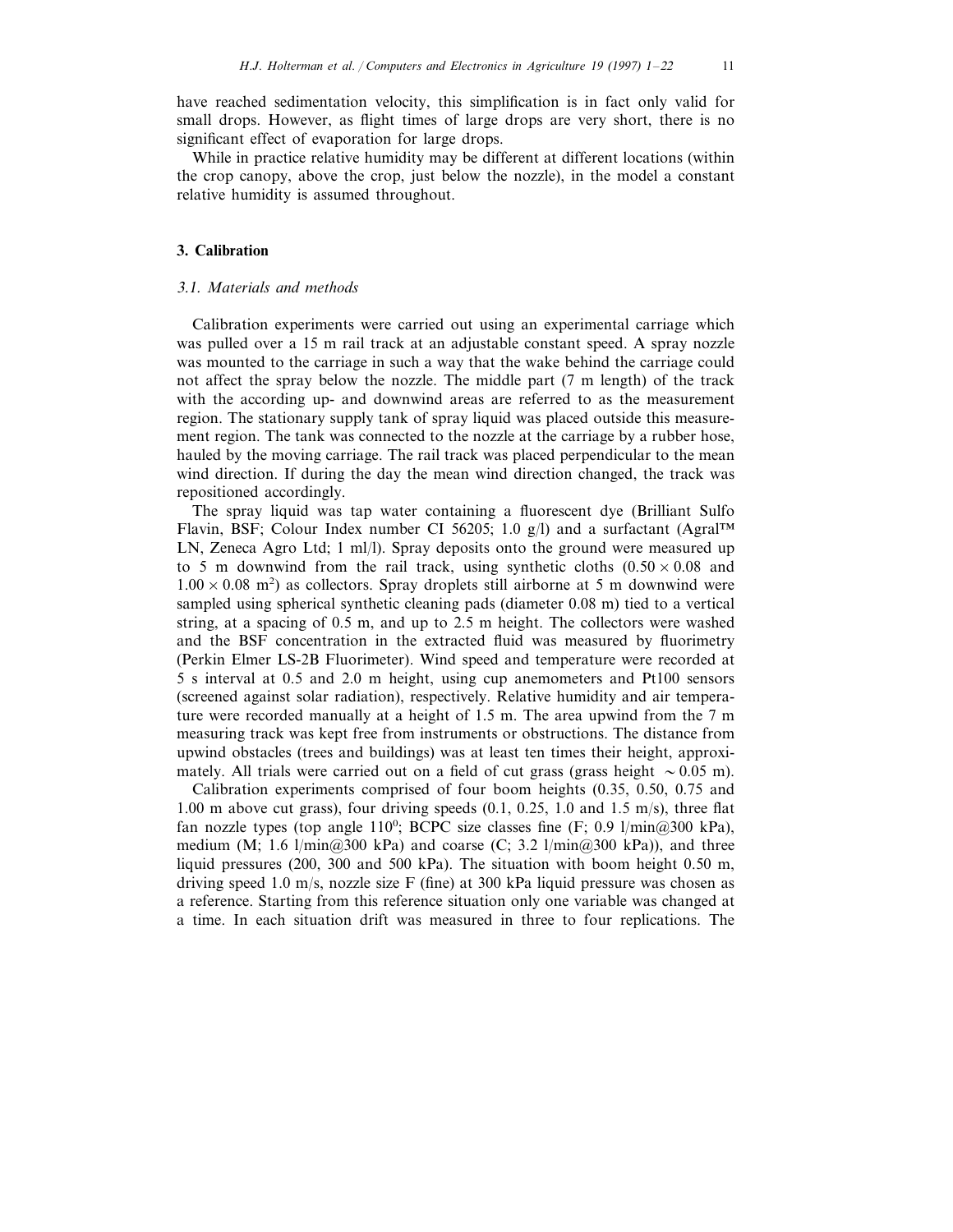have reached sedimentation velocity, this simplification is in fact only valid for small drops. However, as flight times of large drops are very short, there is no significant effect of evaporation for large drops.

While in practice relative humidity may be different at different locations (within the crop canopy, above the crop, just below the nozzle), in the model a constant relative humidity is assumed throughout.

## 3. Calibration

### *3.1. Materials and methods*

Calibration experiments were carried out using an experimental carriage which was pulled over a 15 m rail track at an adjustable constant speed. A spray nozzle was mounted to the carriage in such a way that the wake behind the carriage could not affect the spray below the nozzle. The middle part (7 m length) of the track with the according up- and downwind areas are referred to as the measurement region. The stationary supply tank of spray liquid was placed outside this measurement region. The tank was connected to the nozzle at the carriage by a rubber hose, hauled by the moving carriage. The rail track was placed perpendicular to the mean wind direction. If during the day the mean wind direction changed, the track was repositioned accordingly.

The spray liquid was tap water containing a fluorescent dye (Brilliant Sulfo Flavin, BSF; Colour Index number CI 56205; 1.0 g/l) and a surfactant (Agral™ LN, Zeneca Agro Ltd; 1 ml/l). Spray deposits onto the ground were measured up to 5 m downwind from the rail track, using synthetic cloths ($0.50 \times 0.08$ and $1.00 \times 0.08$ m$^2$) as collectors. Spray droplets still airborne at 5 m downwind were sampled using spherical synthetic cleaning pads (diameter 0.08 m) tied to a vertical string, at a spacing of 0.5 m, and up to 2.5 m height. The collectors were washed and the BSF concentration in the extracted fluid was measured by fluorimetry (Perkin Elmer LS-2B Fluorimeter). Wind speed and temperature were recorded at 5 s interval at 0.5 and 2.0 m height, using cup anemometers and Pt100 sensors (screened against solar radiation), respectively. Relative humidity and air temperature were recorded manually at a height of 1.5 m. The area upwind from the 7 m measuring track was kept free from instruments or obstructions. The distance from upwind obstacles (trees and buildings) was at least ten times their height, approximately. All trials were carried out on a field of cut grass (grass height $\sim 0.05$ m).

Calibration experiments comprised of four boom heights (0.35, 0.50, 0.75 and 1.00 m above cut grass), four driving speeds (0.1, 0.25, 1.0 and 1.5 m/s), three flat fan nozzle types (top angle 110$^0$; BCPC size classes fine (F; 0.9 l/min@300 kPa), medium (M; 1.6 l/min@300 kPa) and coarse (C; 3.2 l/min@300 kPa)), and three liquid pressures (200, 300 and 500 kPa). The situation with boom height 0.50 m, driving speed 1.0 m/s, nozzle size F (fine) at 300 kPa liquid pressure was chosen as a reference. Starting from this reference situation only one variable was changed at a time. In each situation drift was measured in three to four replications. The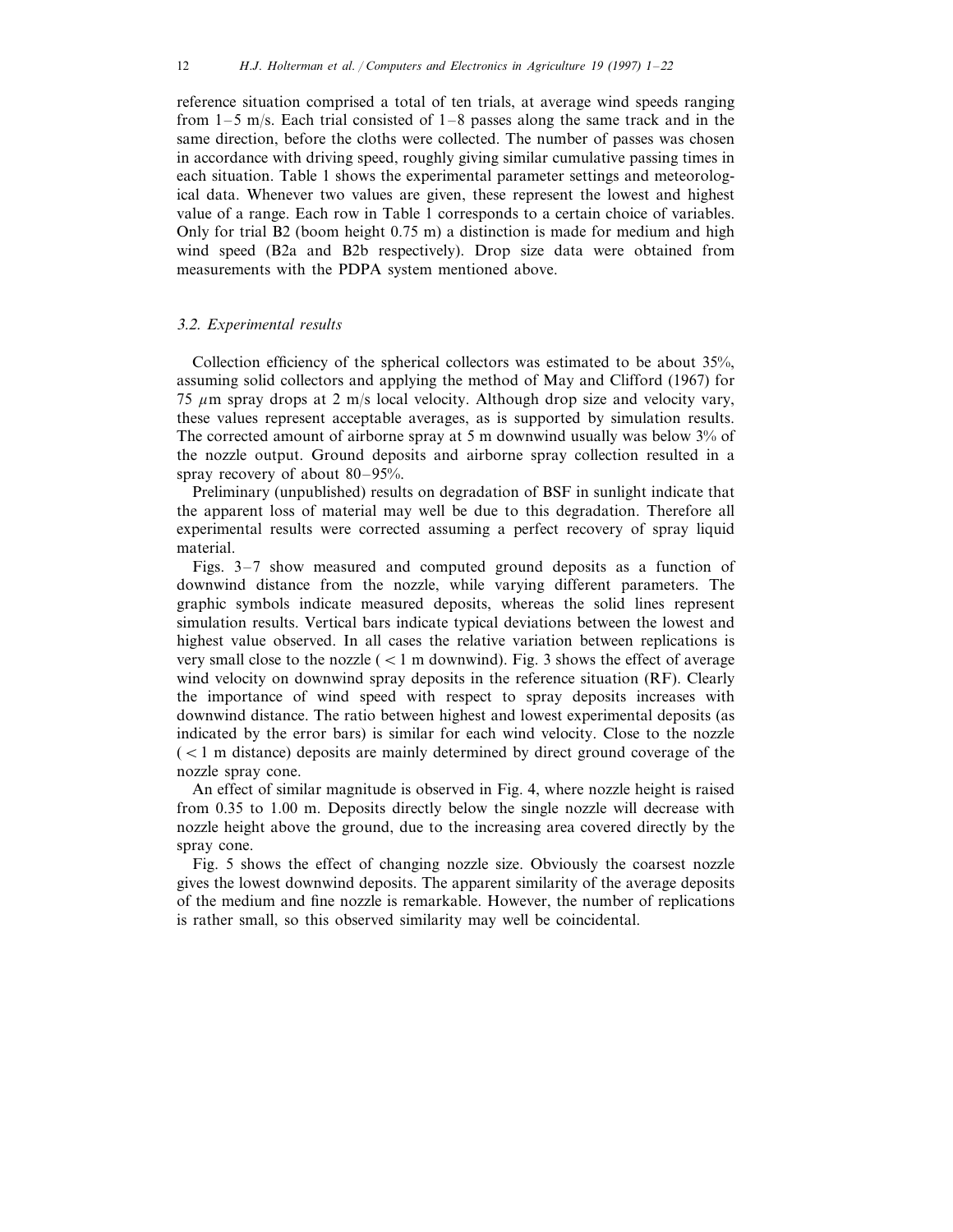reference situation comprised a total of ten trials, at average wind speeds ranging from 1–5 m/s. Each trial consisted of 1–8 passes along the same track and in the same direction, before the cloths were collected. The number of passes was chosen in accordance with driving speed, roughly giving similar cumulative passing times in each situation. Table 1 shows the experimental parameter settings and meteorological data. Whenever two values are given, these represent the lowest and highest value of a range. Each row in Table 1 corresponds to a certain choice of variables. Only for trial B2 (boom height 0.75 m) a distinction is made for medium and high wind speed (B2a and B2b respectively). Drop size data were obtained from measurements with the PDPA system mentioned above.

### 3.2. Experimental results

Collection efficiency of the spherical collectors was estimated to be about 35%, assuming solid collectors and applying the method of May and Clifford (1967) for 75 $\mu$m spray drops at 2 m/s local velocity. Although drop size and velocity vary, these values represent acceptable averages, as is supported by simulation results. The corrected amount of airborne spray at 5 m downwind usually was below 3% of the nozzle output. Ground deposits and airborne spray collection resulted in a spray recovery of about 80–95%.

Preliminary (unpublished) results on degradation of BSF in sunlight indicate that the apparent loss of material may well be due to this degradation. Therefore all experimental results were corrected assuming a perfect recovery of spray liquid material.

Figs. 3–7 show measured and computed ground deposits as a function of downwind distance from the nozzle, while varying different parameters. The graphic symbols indicate measured deposits, whereas the solid lines represent simulation results. Vertical bars indicate typical deviations between the lowest and highest value observed. In all cases the relative variation between replications is very small close to the nozzle ( $<1$ m downwind). Fig. 3 shows the effect of average wind velocity on downwind spray deposits in the reference situation (RF). Clearly the importance of wind speed with respect to spray deposits increases with downwind distance. The ratio between highest and lowest experimental deposits (as indicated by the error bars) is similar for each wind velocity. Close to the nozzle ( $<1$ m distance) deposits are mainly determined by direct ground coverage of the nozzle spray cone.

An effect of similar magnitude is observed in Fig. 4, where nozzle height is raised from 0.35 to 1.00 m. Deposits directly below the single nozzle will decrease with nozzle height above the ground, due to the increasing area covered directly by the spray cone.

Fig. 5 shows the effect of changing nozzle size. Obviously the coarsest nozzle gives the lowest downwind deposits. The apparent similarity of the average deposits of the medium and fine nozzle is remarkable. However, the number of replications is rather small, so this observed similarity may well be coincidental.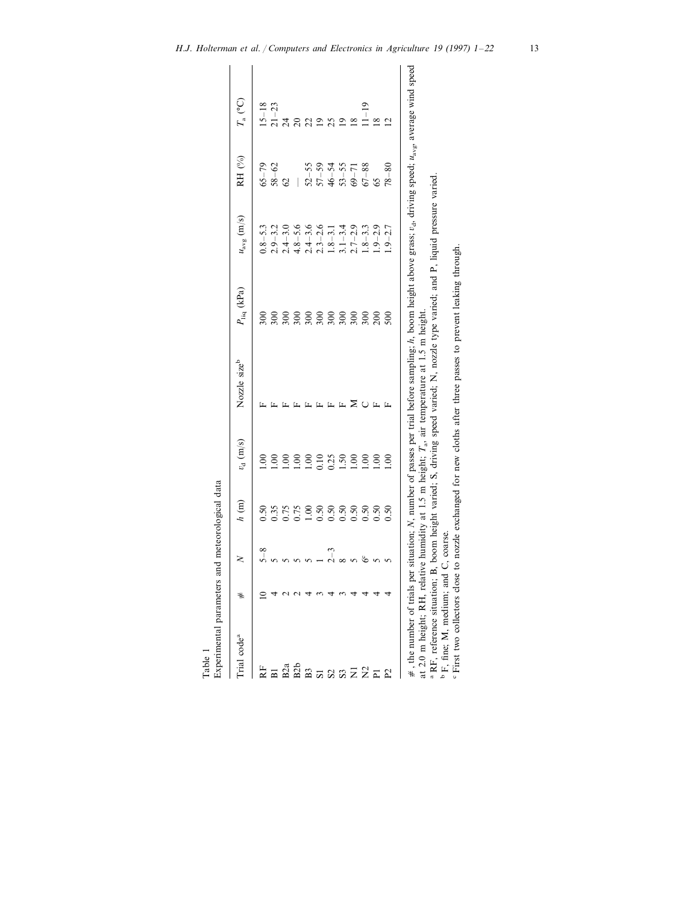Table 1
Experimental parameters and meteorological data

| Trial code[a] | # | $N$ | $h$ (m) | $v_d$ (m/s) | Nozzle size[b] | $P_{liq}$ (kPa) | $u_{avg}$ (m/s) | RH (%) | $T_a$ (°C) |
|---|---|---|---|---|---|---|---|---|---|
| RF | 10 | 5–8 | 0.50 | 1.00 | F | 300 | 0.8–5.3 | 65–79 | 15–18 |
| B1 | 4 | 5 | 0.35 | 1.00 | F | 300 | 2.9–3.2 | 58–62 | 21–23 |
| B2a | 2 | 5 | 0.75 | 1.00 | F | 300 | 2.4–3.0 | 62 | 24 |
| B2b | 2 | 5 | 0.75 | 1.00 | F | 300 | 4.8–5.6 | — | 20 |
| B3 | 4 | 5 | 1.00 | 1.00 | F | 300 | 2.4–3.6 | 52–55 | 22 |
| S1 | 3 | 1 | 0.50 | 0.10 | F | 300 | 2.3–2.6 | 57–59 | 19 |
| S2 | 4 | 2–3 | 0.50 | 0.25 | F | 300 | 1.8–3.1 | 46–54 | 25 |
| S3 | 3 | 8 | 0.50 | 1.50 | F | 300 | 3.1–3.4 | 53–55 | 19 |
| N1 | 4 | 5 | 0.50 | 1.00 | M | 300 | 2.7–2.9 | 69–71 | 18 |
| N2 | 4 | 6[c] | 0.50 | 1.00 | C | 300 | 1.8–3.3 | 67–88 | 11–19 |
| P1 | 4 | 5 | 0.50 | 1.00 | F | 200 | 1.9–2.9 | 65 | 18 |
| P2 | 4 | 5 | 0.50 | 1.00 | F | 500 | 1.9–2.7 | 78–80 | 12 |

#, the number of trials per situation; $N$, number of passes per trial before sampling; $h$, boom height above grass; $v_d$, driving speed; $u_{avg}$, average wind speed at 2.0 m height; RH, relative humidity at 1.5 m height; $T_a$, air temperature at 1.5 m height.

[a] RF, reference situation; B, boom height varied; S, driving speed varied; N, nozzle type varied; and P, liquid pressure varied.

[b] F, fine; M, medium; and C, coarse.

[c] First two collectors close to nozzle exchanged for new cloths after three passes to prevent leaking through.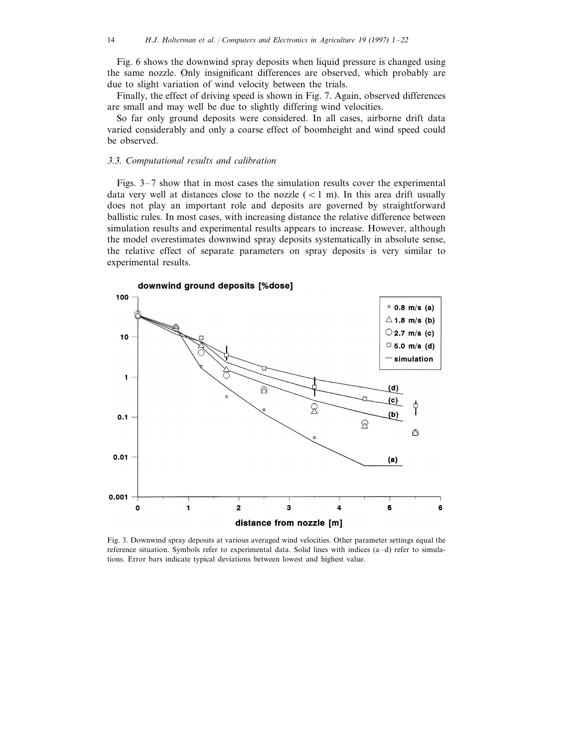Fig. 6 shows the downwind spray deposits when liquid pressure is changed using the same nozzle. Only insignificant differences are observed, which probably are due to slight variation of wind velocity between the trials.

Finally, the effect of driving speed is shown in Fig. 7. Again, observed differences are small and may well be due to slightly differing wind velocities.

So far only ground deposits were considered. In all cases, airborne drift data varied considerably and only a coarse effect of boomheight and wind speed could be observed.

### 3.3. Computational results and calibration

Figs. 3–7 show that in most cases the simulation results cover the experimental data very well at distances close to the nozzle ( $< 1$ m). In this area drift usually does not play an important role and deposits are governed by straightforward ballistic rules. In most cases, with increasing distance the relative difference between simulation results and experimental results appears to increase. However, although the model overestimates downwind spray deposits systematically in absolute sense, the relative effect of separate parameters on spray deposits is very similar to experimental results.

Fig. 3. Downwind spray deposits at various averaged wind velocities. Other parameter settings equal the reference situation. Symbols refer to experimental data. Solid lines with indices (a–d) refer to simulations. Error bars indicate typical deviations between lowest and highest value.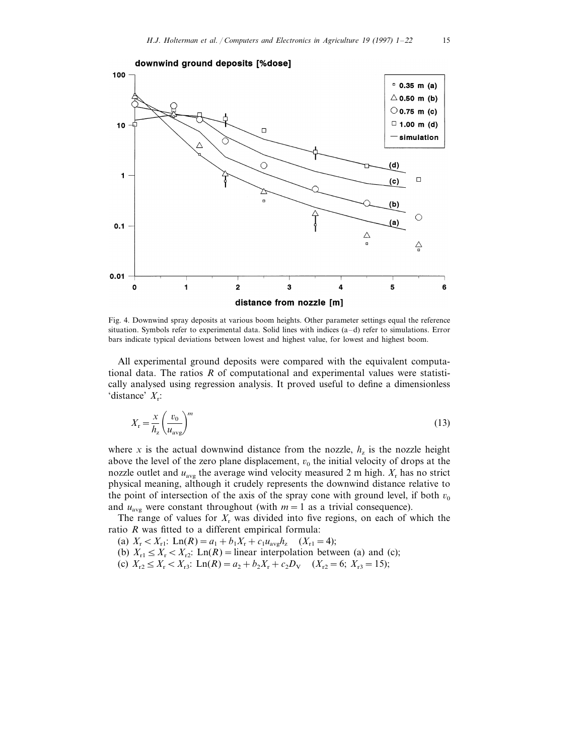Fig. 4. Downwind spray deposits at various boom heights. Other parameter settings equal the reference situation. Symbols refer to experimental data. Solid lines with indices (a–d) refer to simulations. Error bars indicate typical deviations between lowest and highest value, for lowest and highest boom.

All experimental ground deposits were compared with the equivalent computational data. The ratios $R$ of computational and experimental values were statistically analysed using regression analysis. It proved useful to define a dimensionless 'distance' $X_r$:

$$X_r = \frac{x}{h_z}\left(\frac{v_0}{u_{avg}}\right)^m \tag{13}$$

where $x$ is the actual downwind distance from the nozzle, $h_z$ is the nozzle height above the level of the zero plane displacement, $v_0$ the initial velocity of drops at the nozzle outlet and $u_{avg}$ the average wind velocity measured 2 m high. $X_r$ has no strict physical meaning, although it crudely represents the downwind distance relative to the point of intersection of the axis of the spray cone with ground level, if both $v_0$ and $u_{avg}$ were constant throughout (with $m = 1$ as a trivial consequence).

The range of values for $X_r$ was divided into five regions, on each of which the ratio $R$ was fitted to a different empirical formula:

(a) $X_r < X_{r1}$: $\text{Ln}(R) = a_1 + b_1 X_r + c_1 u_{avg} h_z \quad (X_{r1} = 4)$;

(b) $X_{r1} \leq X_r < X_{r2}$: $\text{Ln}(R)$ = linear interpolation between (a) and (c);

(c) $X_{r2} \leq X_r < X_{r3}$: $\text{Ln}(R) = a_2 + b_2 X_r + c_2 D_V \quad (X_{r2} = 6;\ X_{r3} = 15)$;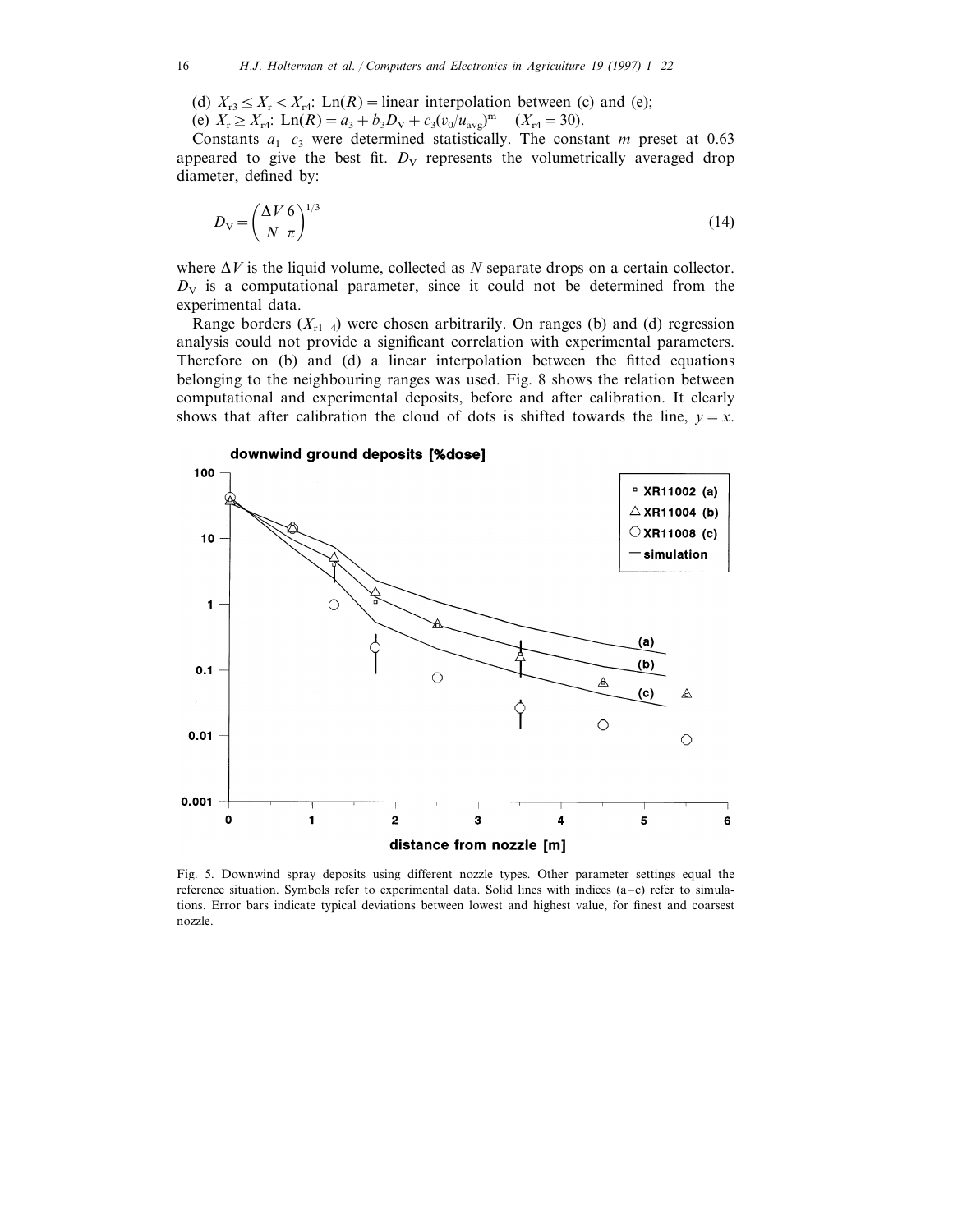(d) $X_{r3} \leq X_r < X_{r4}$: Ln($R$) = linear interpolation between (c) and (e);

(e) $X_r \geq X_{r4}$: $\text{Ln}(R) = a_3 + b_3 D_V + c_3 (v_0/u_{avg})^m \quad (X_{r4} = 30)$.

Constants $a_1$–$c_3$ were determined statistically. The constant $m$ preset at 0.63 appeared to give the best fit. $D_V$ represents the volumetrically averaged drop diameter, defined by:

$$D_V = \left(\frac{\Delta V}{N} \frac{6}{\pi}\right)^{1/3} \tag{14}$$

where $\Delta V$ is the liquid volume, collected as $N$ separate drops on a certain collector. $D_V$ is a computational parameter, since it could not be determined from the experimental data.

Range borders ($X_{r1-4}$) were chosen arbitrarily. On ranges (b) and (d) regression analysis could not provide a significant correlation with experimental parameters. Therefore on (b) and (d) a linear interpolation between the fitted equations belonging to the neighbouring ranges was used. Fig. 8 shows the relation between computational and experimental deposits, before and after calibration. It clearly shows that after calibration the cloud of dots is shifted towards the line, $y = x$.

Fig. 5. Downwind spray deposits using different nozzle types. Other parameter settings equal the reference situation. Symbols refer to experimental data. Solid lines with indices (a–c) refer to simulations. Error bars indicate typical deviations between lowest and highest value, for finest and coarsest nozzle.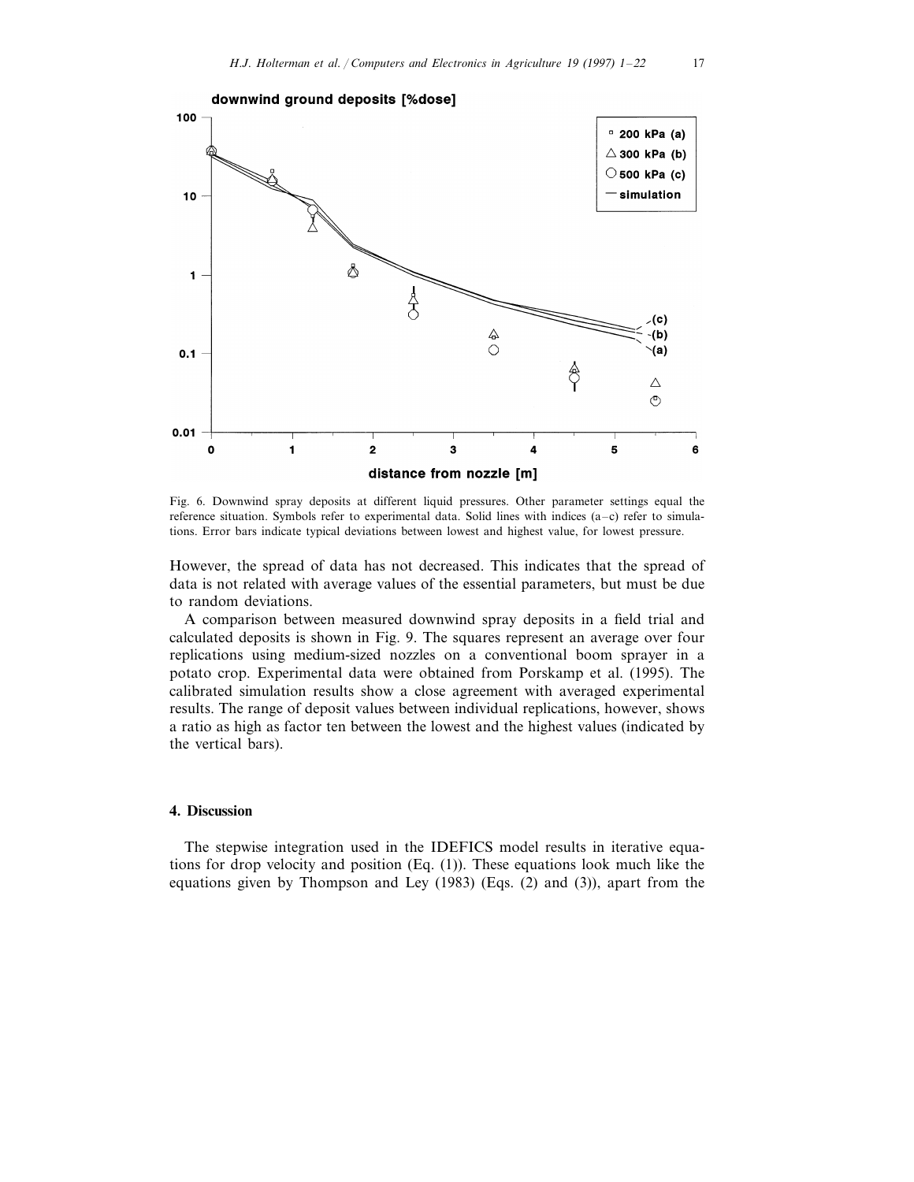Fig. 6. Downwind spray deposits at different liquid pressures. Other parameter settings equal the reference situation. Symbols refer to experimental data. Solid lines with indices (a–c) refer to simulations. Error bars indicate typical deviations between lowest and highest value, for lowest pressure.

However, the spread of data has not decreased. This indicates that the spread of data is not related with average values of the essential parameters, but must be due to random deviations.

A comparison between measured downwind spray deposits in a field trial and calculated deposits is shown in Fig. 9. The squares represent an average over four replications using medium-sized nozzles on a conventional boom sprayer in a potato crop. Experimental data were obtained from Porskamp et al. (1995). The calibrated simulation results show a close agreement with averaged experimental results. The range of deposit values between individual replications, however, shows a ratio as high as factor ten between the lowest and the highest values (indicated by the vertical bars).

## 4. Discussion

The stepwise integration used in the IDEFICS model results in iterative equations for drop velocity and position (Eq. (1)). These equations look much like the equations given by Thompson and Ley (1983) (Eqs. (2) and (3)), apart from the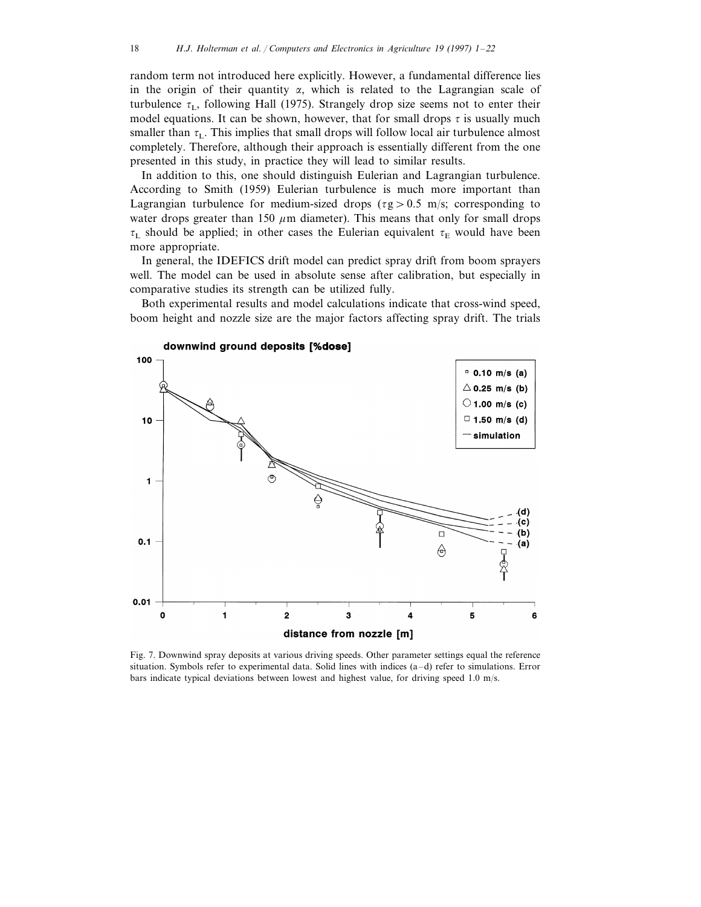random term not introduced here explicitly. However, a fundamental difference lies in the origin of their quantity $\alpha$, which is related to the Lagrangian scale of turbulence $\tau_L$, following Hall (1975). Strangely drop size seems not to enter their model equations. It can be shown, however, that for small drops $\tau$ is usually much smaller than $\tau_L$. This implies that small drops will follow local air turbulence almost completely. Therefore, although their approach is essentially different from the one presented in this study, in practice they will lead to similar results.

In addition to this, one should distinguish Eulerian and Lagrangian turbulence. According to Smith (1959) Eulerian turbulence is much more important than Lagrangian turbulence for medium-sized drops ($\tau g > 0.5$ m/s; corresponding to water drops greater than 150 $\mu$m diameter). This means that only for small drops $\tau_L$ should be applied; in other cases the Eulerian equivalent $\tau_E$ would have been more appropriate.

In general, the IDEFICS drift model can predict spray drift from boom sprayers well. The model can be used in absolute sense after calibration, but especially in comparative studies its strength can be utilized fully.

Both experimental results and model calculations indicate that cross-wind speed, boom height and nozzle size are the major factors affecting spray drift. The trials

Fig. 7. Downwind spray deposits at various driving speeds. Other parameter settings equal the reference situation. Symbols refer to experimental data. Solid lines with indices (a–d) refer to simulations. Error bars indicate typical deviations between lowest and highest value, for driving speed 1.0 m/s.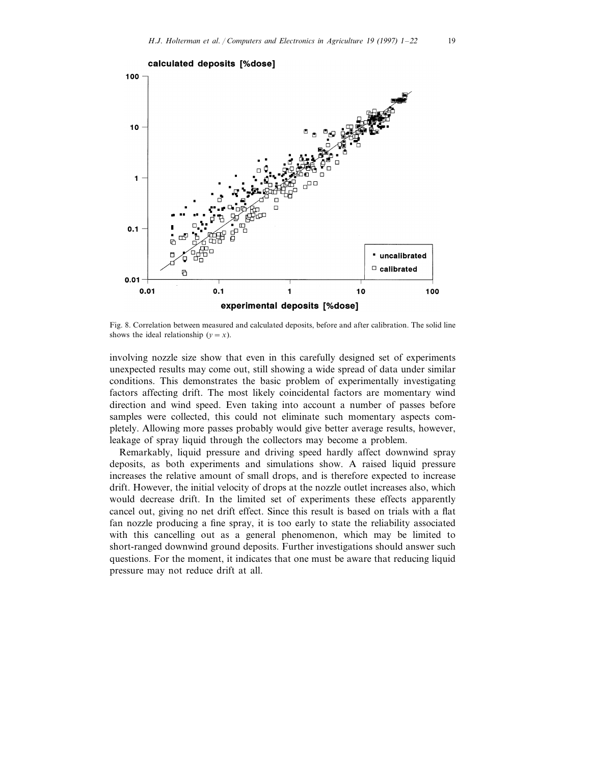Fig. 8. Correlation between measured and calculated deposits, before and after calibration. The solid line shows the ideal relationship ($y = x$).

involving nozzle size show that even in this carefully designed set of experiments unexpected results may come out, still showing a wide spread of data under similar conditions. This demonstrates the basic problem of experimentally investigating factors affecting drift. The most likely coincidental factors are momentary wind direction and wind speed. Even taking into account a number of passes before samples were collected, this could not eliminate such momentary aspects completely. Allowing more passes probably would give better average results, however, leakage of spray liquid through the collectors may become a problem.

Remarkably, liquid pressure and driving speed hardly affect downwind spray deposits, as both experiments and simulations show. A raised liquid pressure increases the relative amount of small drops, and is therefore expected to increase drift. However, the initial velocity of drops at the nozzle outlet increases also, which would decrease drift. In the limited set of experiments these effects apparently cancel out, giving no net drift effect. Since this result is based on trials with a flat fan nozzle producing a fine spray, it is too early to state the reliability associated with this cancelling out as a general phenomenon, which may be limited to short-ranged downwind ground deposits. Further investigations should answer such questions. For the moment, it indicates that one must be aware that reducing liquid pressure may not reduce drift at all.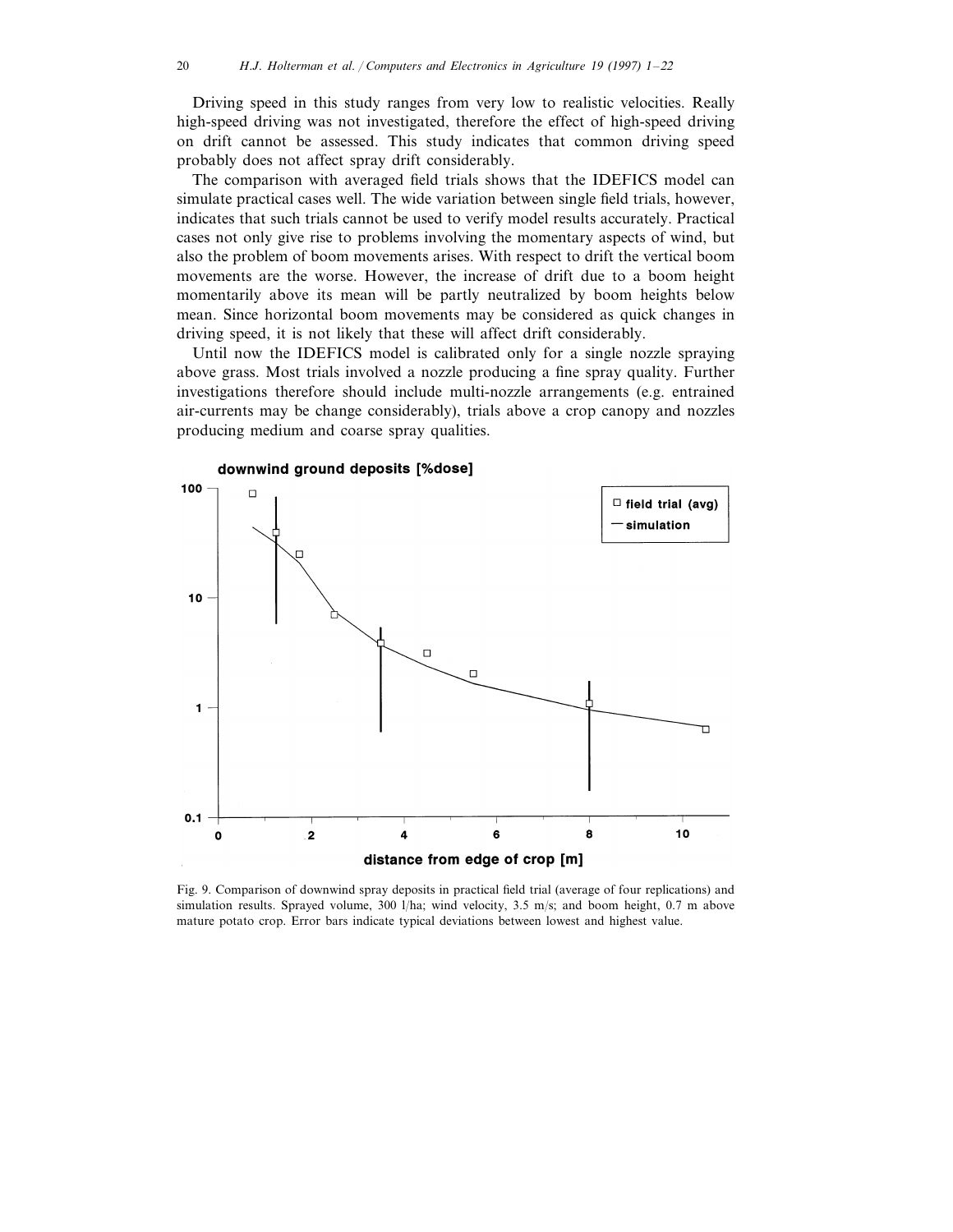Driving speed in this study ranges from very low to realistic velocities. Really high-speed driving was not investigated, therefore the effect of high-speed driving on drift cannot be assessed. This study indicates that common driving speed probably does not affect spray drift considerably.

The comparison with averaged field trials shows that the IDEFICS model can simulate practical cases well. The wide variation between single field trials, however, indicates that such trials cannot be used to verify model results accurately. Practical cases not only give rise to problems involving the momentary aspects of wind, but also the problem of boom movements arises. With respect to drift the vertical boom movements are the worse. However, the increase of drift due to a boom height momentarily above its mean will be partly neutralized by boom heights below mean. Since horizontal boom movements may be considered as quick changes in driving speed, it is not likely that these will affect drift considerably.

Until now the IDEFICS model is calibrated only for a single nozzle spraying above grass. Most trials involved a nozzle producing a fine spray quality. Further investigations therefore should include multi-nozzle arrangements (e.g. entrained air-currents may be change considerably), trials above a crop canopy and nozzles producing medium and coarse spray qualities.

Fig. 9. Comparison of downwind spray deposits in practical field trial (average of four replications) and simulation results. Sprayed volume, 300 l/ha; wind velocity, 3.5 m/s; and boom height, 0.7 m above mature potato crop. Error bars indicate typical deviations between lowest and highest value.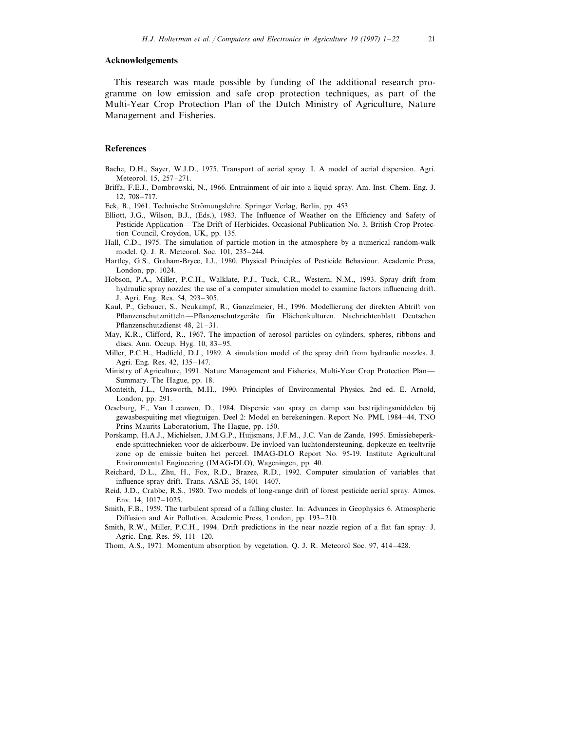## Acknowledgements

This research was made possible by funding of the additional research programme on low emission and safe crop protection techniques, as part of the Multi-Year Crop Protection Plan of the Dutch Ministry of Agriculture, Nature Management and Fisheries.

## References

Bache, D.H., Sayer, W.J.D., 1975. Transport of aerial spray. I. A model of aerial dispersion. Agri. Meteorol. 15, 257–271.

Briffa, F.E.J., Dombrowski, N., 1966. Entrainment of air into a liquid spray. Am. Inst. Chem. Eng. J. 12, 708–717.

Eck, B., 1961. Technische Strömungslehre. Springer Verlag, Berlin, pp. 453.

Elliott, J.G., Wilson, B.J., (Eds.), 1983. The Influence of Weather on the Efficiency and Safety of Pesticide Application—The Drift of Herbicides. Occasional Publication No. 3, British Crop Protection Council, Croydon, UK, pp. 135.

Hall, C.D., 1975. The simulation of particle motion in the atmosphere by a numerical random-walk model. Q. J. R. Meteorol. Soc. 101, 235–244.

Hartley, G.S., Graham-Bryce, I.J., 1980. Physical Principles of Pesticide Behaviour. Academic Press, London, pp. 1024.

Hobson, P.A., Miller, P.C.H., Walklate, P.J., Tuck, C.R., Western, N.M., 1993. Spray drift from hydraulic spray nozzles: the use of a computer simulation model to examine factors influencing drift. J. Agri. Eng. Res. 54, 293–305.

Kaul, P., Gebauer, S., Neukampf, R., Ganzelmeier, H., 1996. Modellierung der direkten Abtrift von Pflanzenschutzmitteln—Pflanzenschutzgeräte für Flächenkulturen. Nachrichtenblatt Deutschen Pflanzenschutzdienst 48, 21–31.

May, K.R., Clifford, R., 1967. The impaction of aerosol particles on cylinders, spheres, ribbons and discs. Ann. Occup. Hyg. 10, 83–95.

Miller, P.C.H., Hadfield, D.J., 1989. A simulation model of the spray drift from hydraulic nozzles. J. Agri. Eng. Res. 42, 135–147.

Ministry of Agriculture, 1991. Nature Management and Fisheries, Multi-Year Crop Protection Plan—Summary. The Hague, pp. 18.

Monteith, J.L., Unsworth, M.H., 1990. Principles of Environmental Physics, 2nd ed. E. Arnold, London, pp. 291.

Oeseburg, F., Van Leeuwen, D., 1984. Dispersie van spray en damp van bestrijdingsmiddelen bij gewasbespuiting met vliegtuigen. Deel 2: Model en berekeningen. Report No. PML 1984–44, TNO Prins Maurits Laboratorium, The Hague, pp. 150.

Porskamp, H.A.J., Michielsen, J.M.G.P., Huijsmans, J.F.M., J.C. Van de Zande, 1995. Emissiebeperkende spuittechnieken voor de akkerbouw. De invloed van luchtondersteuning, dopkeuze en teeltvrije zone op de emissie buiten het perceel. IMAG-DLO Report No. 95-19. Institute Agricultural Environmental Engineering (IMAG-DLO), Wageningen, pp. 40.

Reichard, D.L., Zhu, H., Fox, R.D., Brazee, R.D., 1992. Computer simulation of variables that influence spray drift. Trans. ASAE 35, 1401–1407.

Reid, J.D., Crabbe, R.S., 1980. Two models of long-range drift of forest pesticide aerial spray. Atmos. Env. 14, 1017–1025.

Smith, F.B., 1959. The turbulent spread of a falling cluster. In: Advances in Geophysics 6. Atmospheric Diffusion and Air Pollution. Academic Press, London, pp. 193–210.

Smith, R.W., Miller, P.C.H., 1994. Drift predictions in the near nozzle region of a flat fan spray. J. Agric. Eng. Res. 59, 111–120.

Thom, A.S., 1971. Momentum absorption by vegetation. Q. J. R. Meteorol Soc. 97, 414–428.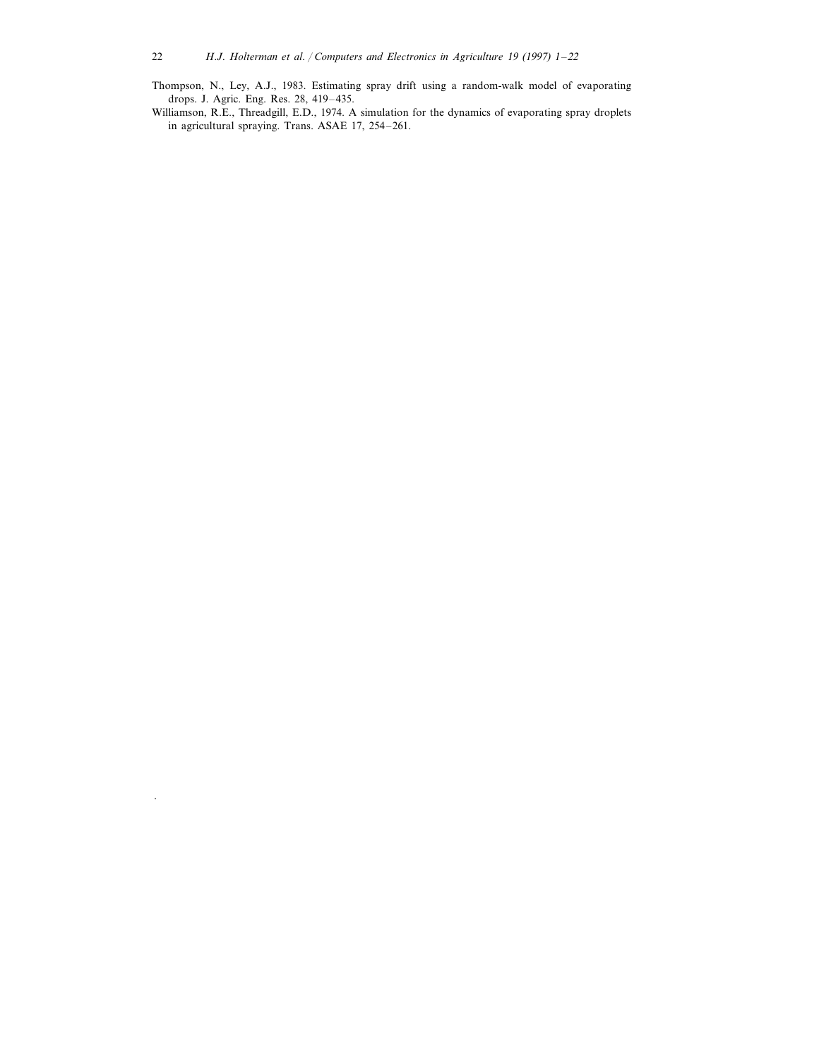Thompson, N., Ley, A.J., 1983. Estimating spray drift using a random-walk model of evaporating drops. J. Agric. Eng. Res. 28, 419–435.

Williamson, R.E., Threadgill, E.D., 1974. A simulation for the dynamics of evaporating spray droplets in agricultural spraying. Trans. ASAE 17, 254–261.